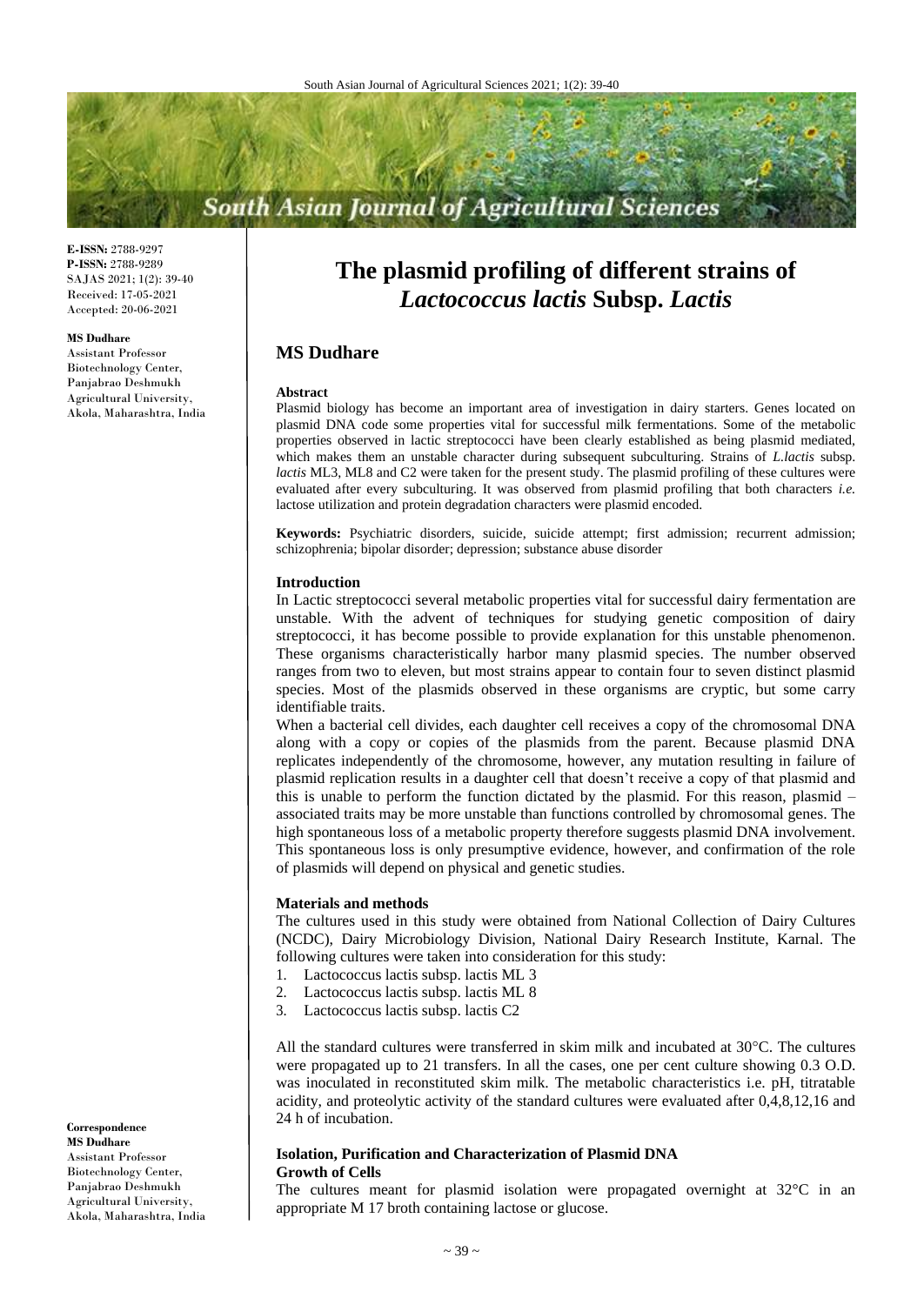E-ISSN: 2788-9297
P-ISSN: 2788-9289
SAJAS 2021; 1(2): 39-40
Received: 17-05-2021
Accepted: 20-06-2021

**MS Dudhare**
Assistant Professor
Biotechnology Center, Panjabrao Deshmukh Agricultural University, Akola, Maharashtra, India

**Correspondence**
**MS Dudhare**
Assistant Professor
Biotechnology Center, Panjabrao Deshmukh Agricultural University, Akola, Maharashtra, India

# The plasmid profiling of different strains of *Lactococcus lactis* Subsp. *Lactis*

## MS Dudhare

### Abstract

Plasmid biology has become an important area of investigation in dairy starters. Genes located on plasmid DNA code some properties vital for successful milk fermentations. Some of the metabolic properties observed in lactic streptococci have been clearly established as being plasmid mediated, which makes them an unstable character during subsequent subculturing. Strains of *L.lactis* subsp. *lactis* ML3, ML8 and C2 were taken for the present study. The plasmid profiling of these cultures were evaluated after every subculturing. It was observed from plasmid profiling that both characters *i.e.* lactose utilization and protein degradation characters were plasmid encoded.

**Keywords:** Psychiatric disorders, suicide, suicide attempt; first admission; recurrent admission; schizophrenia; bipolar disorder; depression; substance abuse disorder

### Introduction

In Lactic streptococci several metabolic properties vital for successful dairy fermentation are unstable. With the advent of techniques for studying genetic composition of dairy streptococci, it has become possible to provide explanation for this unstable phenomenon. These organisms characteristically harbor many plasmid species. The number observed ranges from two to eleven, but most strains appear to contain four to seven distinct plasmid species. Most of the plasmids observed in these organisms are cryptic, but some carry identifiable traits.

When a bacterial cell divides, each daughter cell receives a copy of the chromosomal DNA along with a copy or copies of the plasmids from the parent. Because plasmid DNA replicates independently of the chromosome, however, any mutation resulting in failure of plasmid replication results in a daughter cell that doesn't receive a copy of that plasmid and this is unable to perform the function dictated by the plasmid. For this reason, plasmid – associated traits may be more unstable than functions controlled by chromosomal genes. The high spontaneous loss of a metabolic property therefore suggests plasmid DNA involvement. This spontaneous loss is only presumptive evidence, however, and confirmation of the role of plasmids will depend on physical and genetic studies.

### Materials and methods

The cultures used in this study were obtained from National Collection of Dairy Cultures (NCDC), Dairy Microbiology Division, National Dairy Research Institute, Karnal. The following cultures were taken into consideration for this study:

1. Lactococcus lactis subsp. lactis ML 3
2. Lactococcus lactis subsp. lactis ML 8
3. Lactococcus lactis subsp. lactis C2

All the standard cultures were transferred in skim milk and incubated at 30°C. The cultures were propagated up to 21 transfers. In all the cases, one per cent culture showing 0.3 O.D. was inoculated in reconstituted skim milk. The metabolic characteristics i.e. pH, titratable acidity, and proteolytic activity of the standard cultures were evaluated after 0,4,8,12,16 and 24 h of incubation.

#### Isolation, Purification and Characterization of Plasmid DNA

**Growth of Cells**

The cultures meant for plasmid isolation were propagated overnight at 32°C in an appropriate M 17 broth containing lactose or glucose.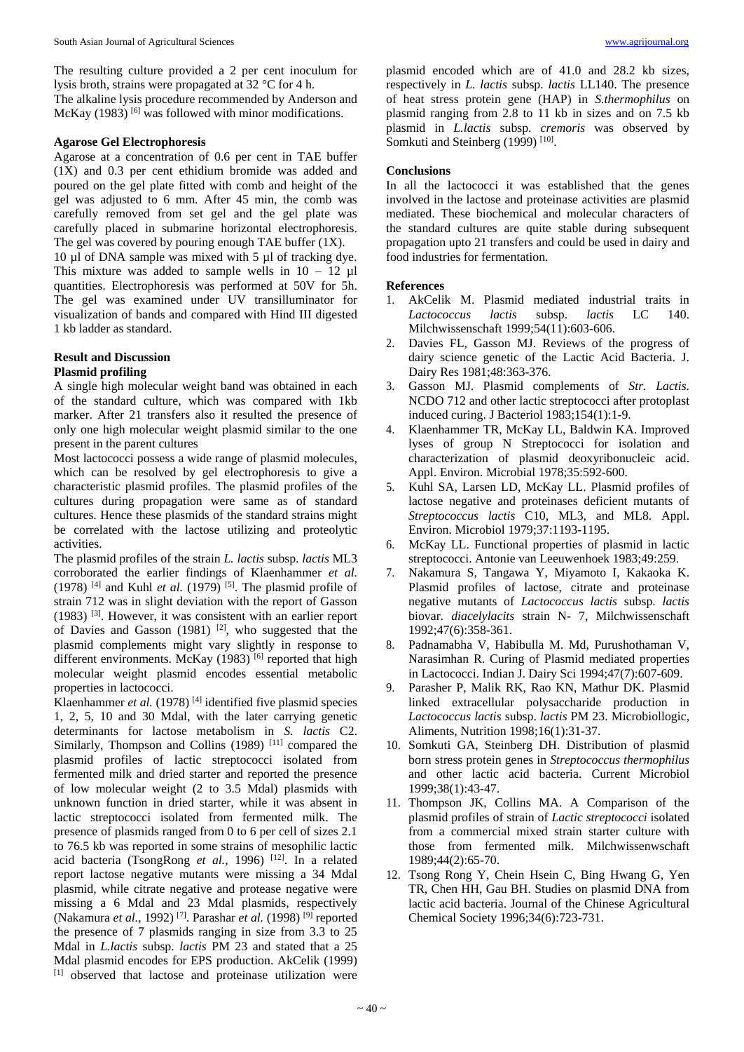The resulting culture provided a 2 per cent inoculum for lysis broth, strains were propagated at 32 °C for 4 h.

The alkaline lysis procedure recommended by Anderson and McKay (1983) [6] was followed with minor modifications.

### Agarose Gel Electrophoresis

Agarose at a concentration of 0.6 per cent in TAE buffer (1X) and 0.3 per cent ethidium bromide was added and poured on the gel plate fitted with comb and height of the gel was adjusted to 6 mm. After 45 min, the comb was carefully removed from set gel and the gel plate was carefully placed in submarine horizontal electrophoresis. The gel was covered by pouring enough TAE buffer (1X).

10 µl of DNA sample was mixed with 5 µl of tracking dye. This mixture was added to sample wells in 10 – 12 µl quantities. Electrophoresis was performed at 50V for 5h. The gel was examined under UV transilluminator for visualization of bands and compared with Hind III digested 1 kb ladder as standard.

## Result and Discussion

### Plasmid profiling

A single high molecular weight band was obtained in each of the standard culture, which was compared with 1kb marker. After 21 transfers also it resulted the presence of only one high molecular weight plasmid similar to the one present in the parent cultures

Most lactococci possess a wide range of plasmid molecules, which can be resolved by gel electrophoresis to give a characteristic plasmid profiles. The plasmid profiles of the cultures during propagation were same as of standard cultures. Hence these plasmids of the standard strains might be correlated with the lactose utilizing and proteolytic activities.

The plasmid profiles of the strain *L. lactis* subsp. *lactis* ML3 corroborated the earlier findings of Klaenhammer *et al.* (1978) [4] and Kuhl *et al.* (1979) [5]. The plasmid profile of strain 712 was in slight deviation with the report of Gasson (1983) [3]. However, it was consistent with an earlier report of Davies and Gasson (1981) [2], who suggested that the plasmid complements might vary slightly in response to different environments. McKay (1983) [6] reported that high molecular weight plasmid encodes essential metabolic properties in lactococci.

Klaenhammer *et al.* (1978) [4] identified five plasmid species 1, 2, 5, 10 and 30 Mdal, with the later carrying genetic determinants for lactose metabolism in *S. lactis* C2. Similarly, Thompson and Collins (1989) [11] compared the plasmid profiles of lactic streptococci isolated from fermented milk and dried starter and reported the presence of low molecular weight (2 to 3.5 Mdal) plasmids with unknown function in dried starter, while it was absent in lactic streptococci isolated from fermented milk. The presence of plasmids ranged from 0 to 6 per cell of sizes 2.1 to 76.5 kb was reported in some strains of mesophilic lactic acid bacteria (TsongRong *et al.*, 1996) [12]. In a related report lactose negative mutants were missing a 34 Mdal plasmid, while citrate negative and protease negative were missing a 6 Mdal and 23 Mdal plasmids, respectively (Nakamura *et al.*, 1992) [7]. Parashar *et al.* (1998) [9] reported the presence of 7 plasmids ranging in size from 3.3 to 25 Mdal in *L.lactis* subsp. *lactis* PM 23 and stated that a 25 Mdal plasmid encodes for EPS production. AkCelik (1999) [1] observed that lactose and proteinase utilization were plasmid encoded which are of 41.0 and 28.2 kb sizes, respectively in *L. lactis* subsp. *lactis* LL140. The presence of heat stress protein gene (HAP) in *S.thermophilus* on plasmid ranging from 2.8 to 11 kb in sizes and on 7.5 kb plasmid in *L.lactis* subsp. *cremoris* was observed by Somkuti and Steinberg (1999) [10].

## Conclusions

In all the lactococci it was established that the genes involved in the lactose and proteinase activities are plasmid mediated. These biochemical and molecular characters of the standard cultures are quite stable during subsequent propagation upto 21 transfers and could be used in dairy and food industries for fermentation.

## References

1. AkCelik M. Plasmid mediated industrial traits in *Lactococcus lactis* subsp. *lactis* LC 140. Milchwissenschaft 1999;54(11):603-606.
2. Davies FL, Gasson MJ. Reviews of the progress of dairy science genetic of the Lactic Acid Bacteria. J. Dairy Res 1981;48:363-376.
3. Gasson MJ. Plasmid complements of *Str. Lactis.* NCDO 712 and other lactic streptococci after protoplast induced curing. J Bacteriol 1983;154(1):1-9.
4. Klaenhammer TR, McKay LL, Baldwin KA. Improved lyses of group N Streptococci for isolation and characterization of plasmid deoxyribonucleic acid. Appl. Environ. Microbial 1978;35:592-600.
5. Kuhl SA, Larsen LD, McKay LL. Plasmid profiles of lactose negative and proteinases deficient mutants of *Streptococcus lactis* C10, ML3, and ML8. Appl. Environ. Microbiol 1979;37:1193-1195.
6. McKay LL. Functional properties of plasmid in lactic streptococci. Antonie van Leeuwenhoek 1983;49:259.
7. Nakamura S, Tangawa Y, Miyamoto I, Kakaoka K. Plasmid profiles of lactose, citrate and proteinase negative mutants of *Lactococcus lactis* subsp. *lactis* biovar. *diacelylacits* strain N- 7, Milchwissenschaft 1992;47(6):358-361.
8. Padnamabha V, Habibulla M. Md, Purushothaman V, Narasimhan R. Curing of Plasmid mediated properties in Lactococci. Indian J. Dairy Sci 1994;47(7):607-609.
9. Parasher P, Malik RK, Rao KN, Mathur DK. Plasmid linked extracellular polysaccharide production in *Lactococcus lactis* subsp. *lactis* PM 23. Microbiollogic, Aliments, Nutrition 1998;16(1):31-37.
10. Somkuti GA, Steinberg DH. Distribution of plasmid born stress protein genes in *Streptococcus thermophilus* and other lactic acid bacteria. Current Microbiol 1999;38(1):43-47.
11. Thompson JK, Collins MA. A Comparison of the plasmid profiles of strain of *Lactic streptococci* isolated from a commercial mixed strain starter culture with those from fermented milk. Milchwissenwschaft 1989;44(2):65-70.
12. Tsong Rong Y, Chein Hsein C, Bing Hwang G, Yen TR, Chen HH, Gau BH. Studies on plasmid DNA from lactic acid bacteria. Journal of the Chinese Agricultural Chemical Society 1996;34(6):723-731.